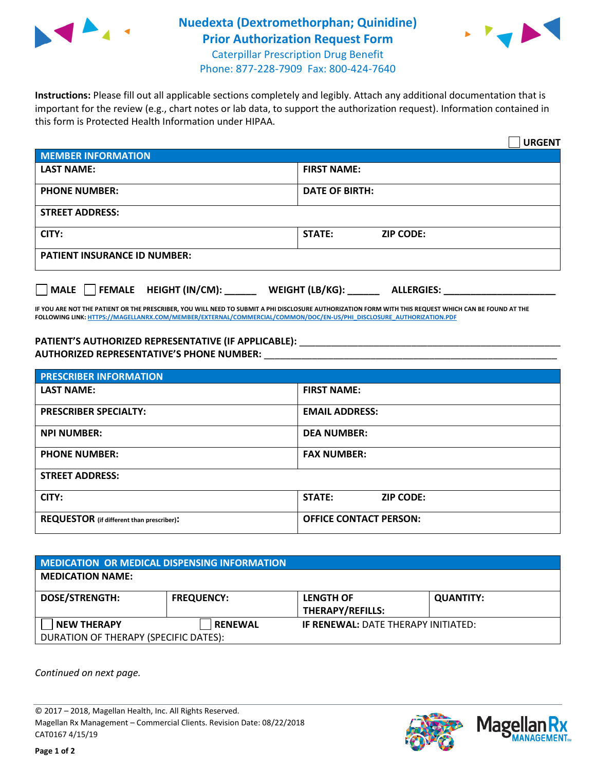# Nuedexta (Dextromethorphan; Quinidine) Prior Authorization Request Form

Caterpillar Prescription Drug Benefit
Phone: 877-228-7909 Fax: 800-424-7640

**Instructions:** Please fill out all applicable sections completely and legibly. Attach any additional documentation that is important for the review (e.g., chart notes or lab data, to support the authorization request). Information contained in this form is Protected Health Information under HIPAA.

☐ **URGENT**

| **MEMBER INFORMATION** | | |
|---|---|---|
| **LAST NAME:** | **FIRST NAME:** | |
| **PHONE NUMBER:** | **DATE OF BIRTH:** | |
| **STREET ADDRESS:** | | |
| **CITY:** | **STATE:** | **ZIP CODE:** |
| **PATIENT INSURANCE ID NUMBER:** | | |

☐ **MALE** ☐ **FEMALE** **HEIGHT (IN/CM):** ______ **WEIGHT (LB/KG):** ______ **ALLERGIES:** ____________________

**IF YOU ARE NOT THE PATIENT OR THE PRESCRIBER, YOU WILL NEED TO SUBMIT A PHI DISCLOSURE AUTHORIZATION FORM WITH THIS REQUEST WHICH CAN BE FOUND AT THE FOLLOWING LINK: HTTPS://MAGELLANRX.COM/MEMBER/EXTERNAL/COMMERCIAL/COMMON/DOC/EN-US/PHI_DISCLOSURE_AUTHORIZATION.PDF**

**PATIENT'S AUTHORIZED REPRESENTATIVE (IF APPLICABLE):** ____________________
**AUTHORIZED REPRESENTATIVE'S PHONE NUMBER:** ____________________

| **PRESCRIBER INFORMATION** | | |
|---|---|---|
| **LAST NAME:** | **FIRST NAME:** | |
| **PRESCRIBER SPECIALTY:** | **EMAIL ADDRESS:** | |
| **NPI NUMBER:** | **DEA NUMBER:** | |
| **PHONE NUMBER:** | **FAX NUMBER:** | |
| **STREET ADDRESS:** | | |
| **CITY:** | **STATE:** | **ZIP CODE:** |
| **REQUESTOR** (if different than prescriber)**:** | **OFFICE CONTACT PERSON:** | |

| **MEDICATION OR MEDICAL DISPENSING INFORMATION** | | | |
|---|---|---|---|
| **MEDICATION NAME:** | | | |
| **DOSE/STRENGTH:** | **FREQUENCY:** | **LENGTH OF THERAPY/REFILLS:** | **QUANTITY:** |
| ☐ **NEW THERAPY** | ☐ **RENEWAL** | **IF RENEWAL:** DATE THERAPY INITIATED: | |
| DURATION OF THERAPY (SPECIFIC DATES): | | | |

*Continued on next page.*

© 2017 – 2018, Magellan Health, Inc. All Rights Reserved.
Magellan Rx Management – Commercial Clients. Revision Date: 08/22/2018
CAT0167 4/15/19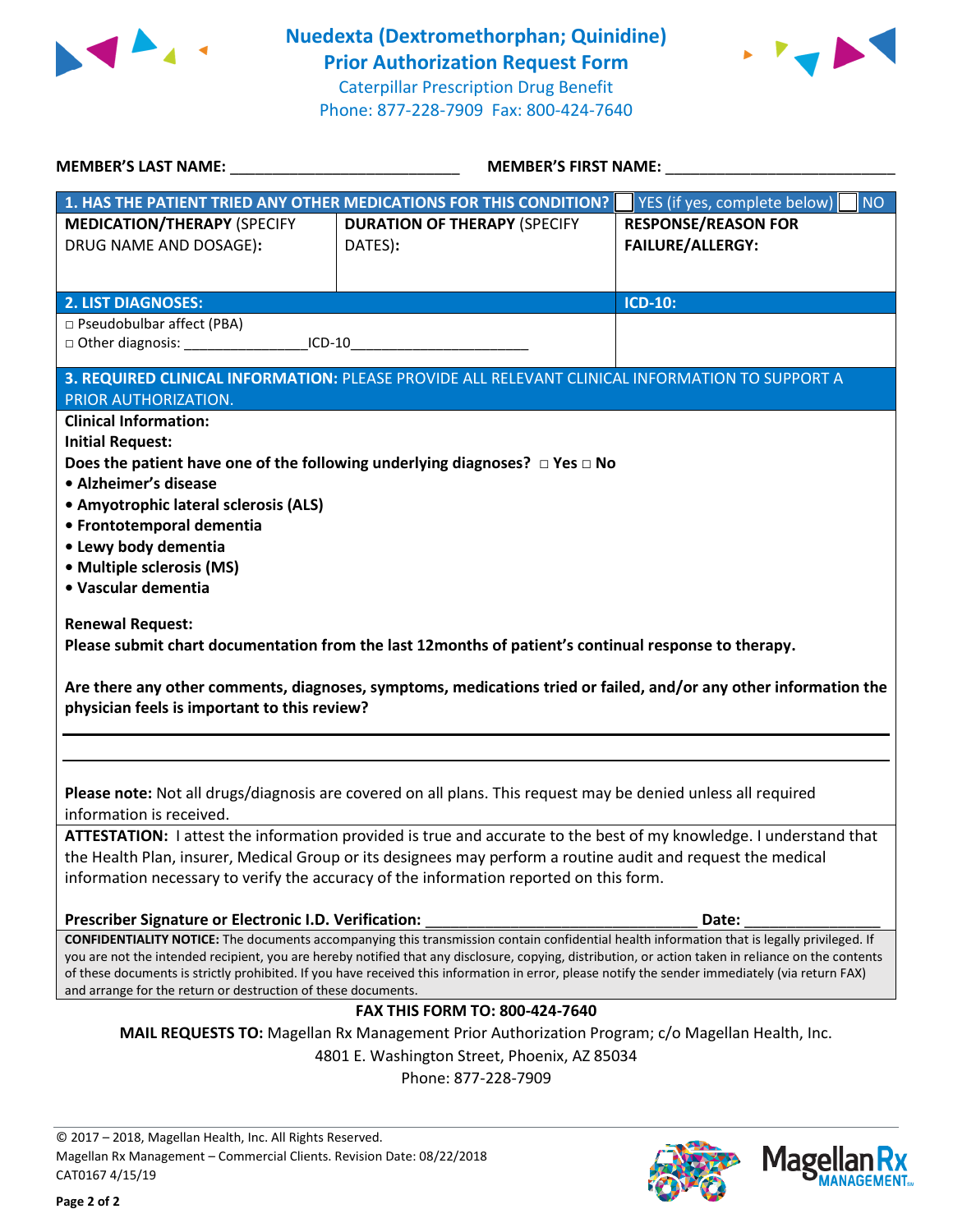# Nuedexta (Dextromethorphan; Quinidine) Prior Authorization Request Form

Caterpillar Prescription Drug Benefit
Phone: 877-228-7909 Fax: 800-424-7640

**MEMBER'S LAST NAME:** ___________________________ **MEMBER'S FIRST NAME:** ___________________________

| **1. HAS THE PATIENT TRIED ANY OTHER MEDICATIONS FOR THIS CONDITION?** | | ☐ YES (if yes, complete below) ☐ NO |
|---|---|---|
| **MEDICATION/THERAPY** (SPECIFY DRUG NAME AND DOSAGE): | **DURATION OF THERAPY** (SPECIFY DATES): | **RESPONSE/REASON FOR FAILURE/ALLERGY:** |
| | | |

| **2. LIST DIAGNOSES:** | **ICD-10:** |
|---|---|
| □ Pseudobulbar affect (PBA)<br>□ Other diagnosis: ________________ICD-10_______________________ | |

**3. REQUIRED CLINICAL INFORMATION:** PLEASE PROVIDE ALL RELEVANT CLINICAL INFORMATION TO SUPPORT A PRIOR AUTHORIZATION.

**Clinical Information:**

**Initial Request:**

**Does the patient have one of the following underlying diagnoses?** □ **Yes** □ **No**

- **Alzheimer's disease**
- **Amyotrophic lateral sclerosis (ALS)**
- **Frontotemporal dementia**
- **Lewy body dementia**
- **Multiple sclerosis (MS)**
- **Vascular dementia**

**Renewal Request:**

**Please submit chart documentation from the last 12months of patient's continual response to therapy.**

**Are there any other comments, diagnoses, symptoms, medications tried or failed, and/or any other information the physician feels is important to this review?**

_______________________________________________________________________________

_______________________________________________________________________________

**Please note:** Not all drugs/diagnosis are covered on all plans. This request may be denied unless all required information is received.

**ATTESTATION:** I attest the information provided is true and accurate to the best of my knowledge. I understand that the Health Plan, insurer, Medical Group or its designees may perform a routine audit and request the medical information necessary to verify the accuracy of the information reported on this form.

**Prescriber Signature or Electronic I.D. Verification:** ________________________________ **Date:** ________________

**CONFIDENTIALITY NOTICE:** The documents accompanying this transmission contain confidential health information that is legally privileged. If you are not the intended recipient, you are hereby notified that any disclosure, copying, distribution, or action taken in reliance on the contents of these documents is strictly prohibited. If you have received this information in error, please notify the sender immediately (via return FAX) and arrange for the return or destruction of these documents.

**FAX THIS FORM TO: 800-424-7640**

**MAIL REQUESTS TO:** Magellan Rx Management Prior Authorization Program; c/o Magellan Health, Inc.
4801 E. Washington Street, Phoenix, AZ 85034
Phone: 877-228-7909

© 2017 – 2018, Magellan Health, Inc. All Rights Reserved.
Magellan Rx Management – Commercial Clients. Revision Date: 08/22/2018
CAT0167 4/15/19